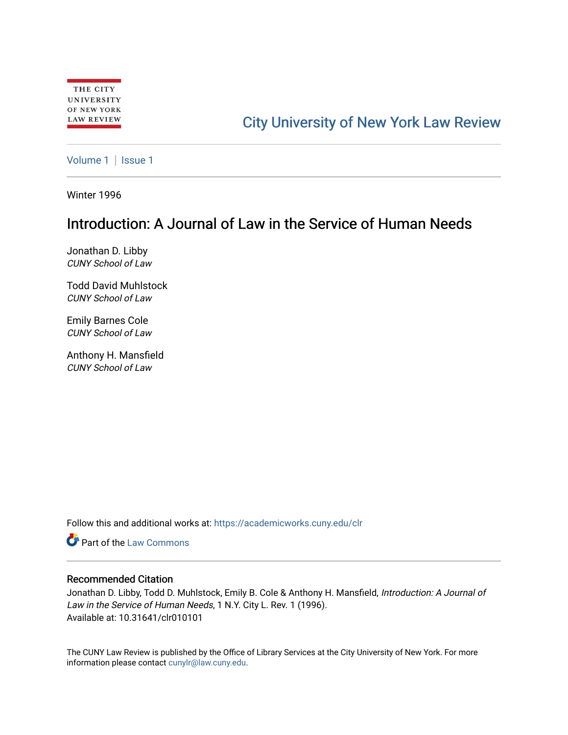THE CITY UNIVERSITY OF NEW YORK LAW REVIEW

City University of New York Law Review

Volume 1 | Issue 1

Winter 1996

# Introduction: A Journal of Law in the Service of Human Needs

Jonathan D. Libby
*CUNY School of Law*

Todd David Muhlstock
*CUNY School of Law*

Emily Barnes Cole
*CUNY School of Law*

Anthony H. Mansfield
*CUNY School of Law*

Follow this and additional works at: https://academicworks.cuny.edu/clr

Part of the Law Commons

## Recommended Citation

Jonathan D. Libby, Todd D. Muhlstock, Emily B. Cole & Anthony H. Mansfield, *Introduction: A Journal of Law in the Service of Human Needs*, 1 N.Y. City L. Rev. 1 (1996).
Available at: 10.31641/clr010101

The CUNY Law Review is published by the Office of Library Services at the City University of New York. For more information please contact cunylr@law.cuny.edu.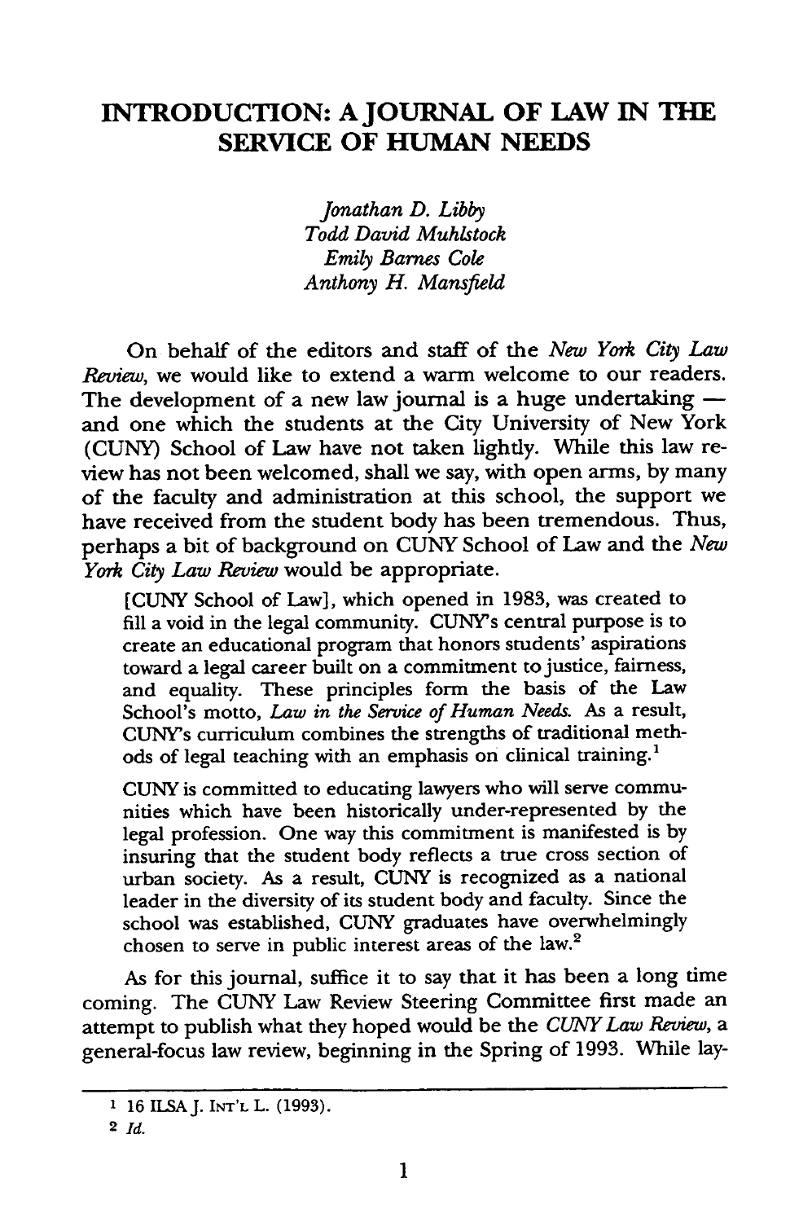# INTRODUCTION: A JOURNAL OF LAW IN THE SERVICE OF HUMAN NEEDS

*Jonathan D. Libby*
*Todd David Muhlstock*
*Emily Barnes Cole*
*Anthony H. Mansfield*

On behalf of the editors and staff of the *New York City Law Review*, we would like to extend a warm welcome to our readers. The development of a new law journal is a huge undertaking — and one which the students at the City University of New York (CUNY) School of Law have not taken lightly. While this law review has not been welcomed, shall we say, with open arms, by many of the faculty and administration at this school, the support we have received from the student body has been tremendous. Thus, perhaps a bit of background on CUNY School of Law and the *New York City Law Review* would be appropriate.

> [CUNY School of Law], which opened in 1983, was created to fill a void in the legal community. CUNY's central purpose is to create an educational program that honors students' aspirations toward a legal career built on a commitment to justice, fairness, and equality. These principles form the basis of the Law School's motto, *Law in the Service of Human Needs*. As a result, CUNY's curriculum combines the strengths of traditional methods of legal teaching with an emphasis on clinical training.[1]
>
> CUNY is committed to educating lawyers who will serve communities which have been historically under-represented by the legal profession. One way this commitment is manifested is by insuring that the student body reflects a true cross section of urban society. As a result, CUNY is recognized as a national leader in the diversity of its student body and faculty. Since the school was established, CUNY graduates have overwhelmingly chosen to serve in public interest areas of the law.[2]

As for this journal, suffice it to say that it has been a long time coming. The CUNY Law Review Steering Committee first made an attempt to publish what they hoped would be the *CUNY Law Review*, a general-focus law review, beginning in the Spring of 1993. While lay-

---

[1] 16 ILSA J. INT'L L. (1993).

[2] *Id.*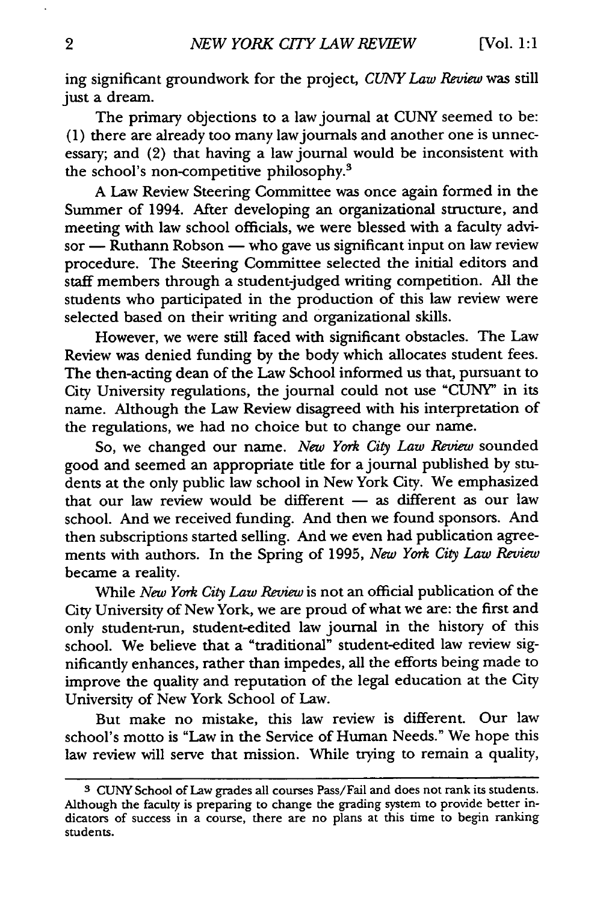ing significant groundwork for the project, *CUNY Law Review* was still just a dream.

The primary objections to a law journal at CUNY seemed to be: (1) there are already too many law journals and another one is unnecessary; and (2) that having a law journal would be inconsistent with the school's non-competitive philosophy.[3]

A Law Review Steering Committee was once again formed in the Summer of 1994. After developing an organizational structure, and meeting with law school officials, we were blessed with a faculty advisor — Ruthann Robson — who gave us significant input on law review procedure. The Steering Committee selected the initial editors and staff members through a student-judged writing competition. All the students who participated in the production of this law review were selected based on their writing and organizational skills.

However, we were still faced with significant obstacles. The Law Review was denied funding by the body which allocates student fees. The then-acting dean of the Law School informed us that, pursuant to City University regulations, the journal could not use "CUNY" in its name. Although the Law Review disagreed with his interpretation of the regulations, we had no choice but to change our name.

So, we changed our name. *New York City Law Review* sounded good and seemed an appropriate title for a journal published by students at the only public law school in New York City. We emphasized that our law review would be different — as different as our law school. And we received funding. And then we found sponsors. And then subscriptions started selling. And we even had publication agreements with authors. In the Spring of 1995, *New York City Law Review* became a reality.

While *New York City Law Review* is not an official publication of the City University of New York, we are proud of what we are: the first and only student-run, student-edited law journal in the history of this school. We believe that a "traditional" student-edited law review significantly enhances, rather than impedes, all the efforts being made to improve the quality and reputation of the legal education at the City University of New York School of Law.

But make no mistake, this law review is different. Our law school's motto is "Law in the Service of Human Needs." We hope this law review will serve that mission. While trying to remain a quality,

---

[3] CUNY School of Law grades all courses Pass/Fail and does not rank its students. Although the faculty is preparing to change the grading system to provide better indicators of success in a course, there are no plans at this time to begin ranking students.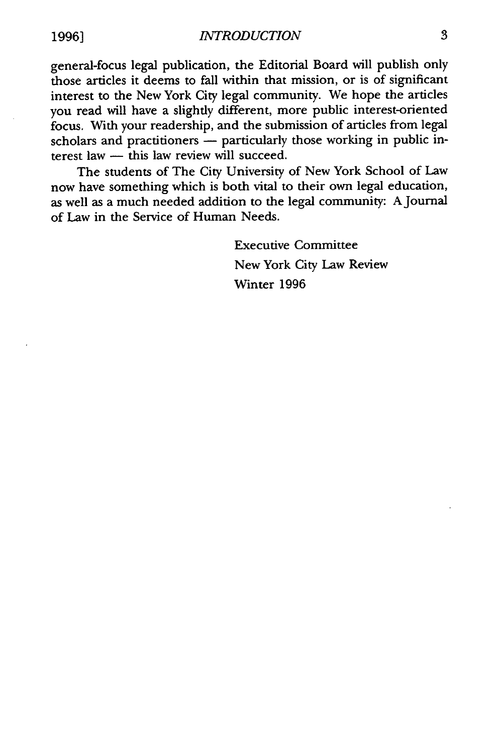general-focus legal publication, the Editorial Board will publish only those articles it deems to fall within that mission, or is of significant interest to the New York City legal community. We hope the articles you read will have a slightly different, more public interest-oriented focus. With your readership, and the submission of articles from legal scholars and practitioners — particularly those working in public interest law — this law review will succeed.

The students of The City University of New York School of Law now have something which is both vital to their own legal education, as well as a much needed addition to the legal community: A Journal of Law in the Service of Human Needs.

Executive Committee
New York City Law Review
Winter 1996